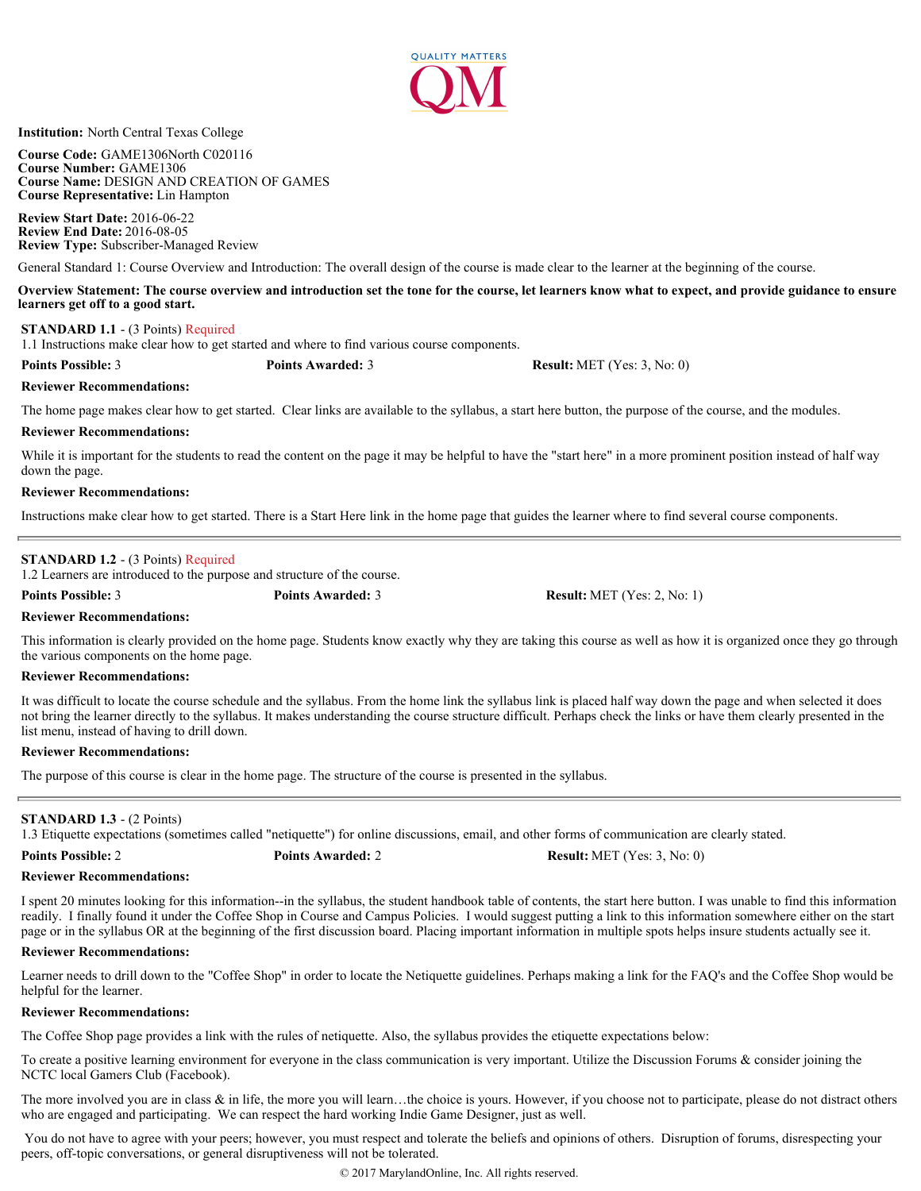**Institution:** North Central Texas College

**Course Code:** GAME1306North C020116
**Course Number:** GAME1306
**Course Name:** DESIGN AND CREATION OF GAMES
**Course Representative:** Lin Hampton

**Review Start Date:** 2016-06-22
**Review End Date:** 2016-08-05
**Review Type:** Subscriber-Managed Review

General Standard 1: Course Overview and Introduction: The overall design of the course is made clear to the learner at the beginning of the course.

**Overview Statement: The course overview and introduction set the tone for the course, let learners know what to expect, and provide guidance to ensure learners get off to a good start.**

**STANDARD 1.1** - (3 Points) Required
1.1 Instructions make clear how to get started and where to find various course components.

**Points Possible:** 3 **Points Awarded:** 3 **Result:** MET (Yes: 3, No: 0)

**Reviewer Recommendations:**

The home page makes clear how to get started. Clear links are available to the syllabus, a start here button, the purpose of the course, and the modules.

**Reviewer Recommendations:**

While it is important for the students to read the content on the page it may be helpful to have the "start here" in a more prominent position instead of half way down the page.

**Reviewer Recommendations:**

Instructions make clear how to get started. There is a Start Here link in the home page that guides the learner where to find several course components.

---

**STANDARD 1.2** - (3 Points) Required
1.2 Learners are introduced to the purpose and structure of the course.

**Points Possible:** 3 **Points Awarded:** 3 **Result:** MET (Yes: 2, No: 1)

**Reviewer Recommendations:**

This information is clearly provided on the home page. Students know exactly why they are taking this course as well as how it is organized once they go through the various components on the home page.

**Reviewer Recommendations:**

It was difficult to locate the course schedule and the syllabus. From the home link the syllabus link is placed half way down the page and when selected it does not bring the learner directly to the syllabus. It makes understanding the course structure difficult. Perhaps check the links or have them clearly presented in the list menu, instead of having to drill down.

**Reviewer Recommendations:**

The purpose of this course is clear in the home page. The structure of the course is presented in the syllabus.

---

**STANDARD 1.3** - (2 Points)
1.3 Etiquette expectations (sometimes called "netiquette") for online discussions, email, and other forms of communication are clearly stated.

**Points Possible:** 2 **Points Awarded:** 2 **Result:** MET (Yes: 3, No: 0)

**Reviewer Recommendations:**

I spent 20 minutes looking for this information--in the syllabus, the student handbook table of contents, the start here button. I was unable to find this information readily. I finally found it under the Coffee Shop in Course and Campus Policies. I would suggest putting a link to this information somewhere either on the start page or in the syllabus OR at the beginning of the first discussion board. Placing important information in multiple spots helps insure students actually see it.

**Reviewer Recommendations:**

Learner needs to drill down to the "Coffee Shop" in order to locate the Netiquette guidelines. Perhaps making a link for the FAQ's and the Coffee Shop would be helpful for the learner.

**Reviewer Recommendations:**

The Coffee Shop page provides a link with the rules of netiquette. Also, the syllabus provides the etiquette expectations below:

To create a positive learning environment for everyone in the class communication is very important. Utilize the Discussion Forums & consider joining the NCTC local Gamers Club (Facebook).

The more involved you are in class & in life, the more you will learn…the choice is yours. However, if you choose not to participate, please do not distract others who are engaged and participating. We can respect the hard working Indie Game Designer, just as well.

You do not have to agree with your peers; however, you must respect and tolerate the beliefs and opinions of others. Disruption of forums, disrespecting your peers, off-topic conversations, or general disruptiveness will not be tolerated.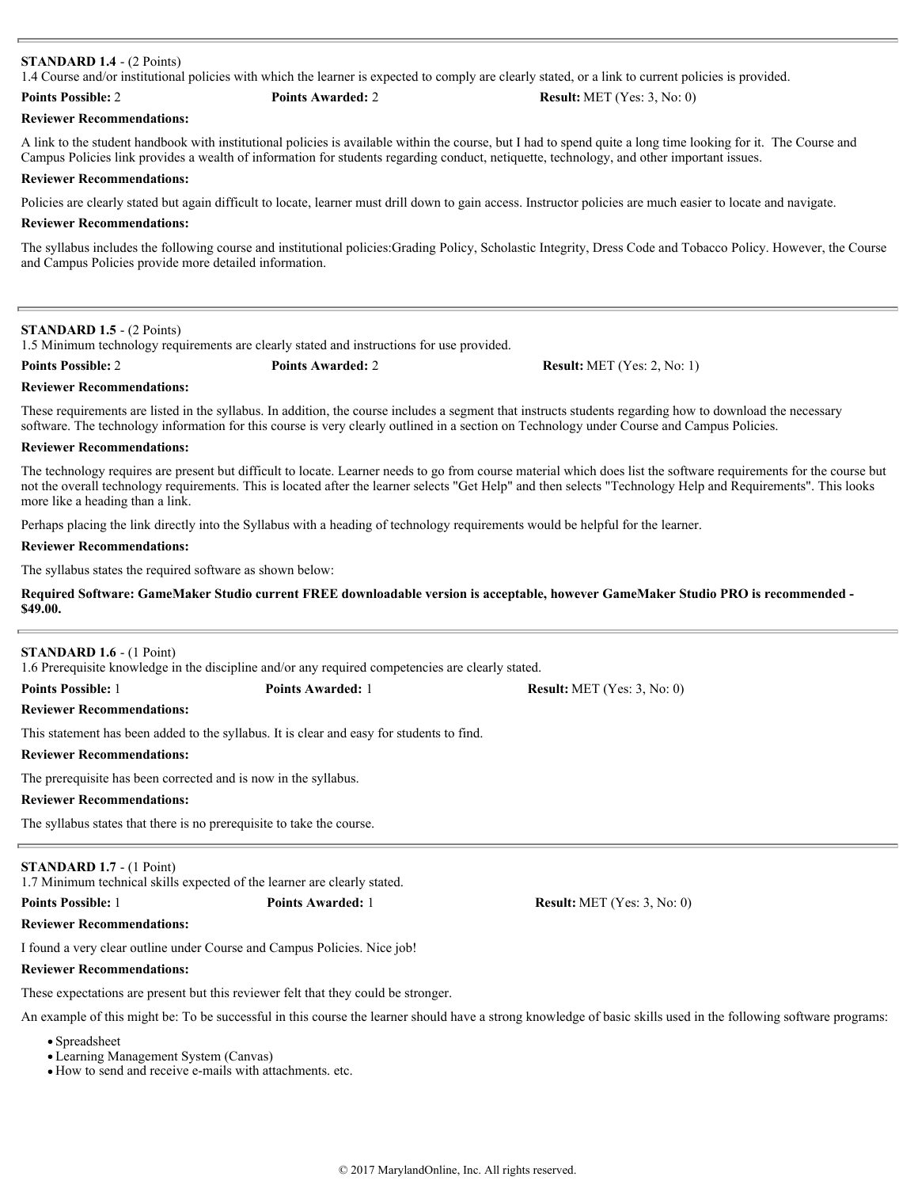**STANDARD 1.4** - (2 Points)
1.4 Course and/or institutional policies with which the learner is expected to comply are clearly stated, or a link to current policies is provided.

**Points Possible:** 2 **Points Awarded:** 2 **Result:** MET (Yes: 3, No: 0)

**Reviewer Recommendations:**

A link to the student handbook with institutional policies is available within the course, but I had to spend quite a long time looking for it. The Course and Campus Policies link provides a wealth of information for students regarding conduct, netiquette, technology, and other important issues.

**Reviewer Recommendations:**

Policies are clearly stated but again difficult to locate, learner must drill down to gain access. Instructor policies are much easier to locate and navigate.

**Reviewer Recommendations:**

The syllabus includes the following course and institutional policies:Grading Policy, Scholastic Integrity, Dress Code and Tobacco Policy. However, the Course and Campus Policies provide more detailed information.

---

**STANDARD 1.5** - (2 Points)
1.5 Minimum technology requirements are clearly stated and instructions for use provided.

**Points Possible:** 2 **Points Awarded:** 2 **Result:** MET (Yes: 2, No: 1)

**Reviewer Recommendations:**

These requirements are listed in the syllabus. In addition, the course includes a segment that instructs students regarding how to download the necessary software. The technology information for this course is very clearly outlined in a section on Technology under Course and Campus Policies.

**Reviewer Recommendations:**

The technology requires are present but difficult to locate. Learner needs to go from course material which does list the software requirements for the course but not the overall technology requirements. This is located after the learner selects "Get Help" and then selects "Technology Help and Requirements". This looks more like a heading than a link.

Perhaps placing the link directly into the Syllabus with a heading of technology requirements would be helpful for the learner.

**Reviewer Recommendations:**

The syllabus states the required software as shown below:

**Required Software: GameMaker Studio current FREE downloadable version is acceptable, however GameMaker Studio PRO is recommended - $49.00.**

---

**STANDARD 1.6** - (1 Point)
1.6 Prerequisite knowledge in the discipline and/or any required competencies are clearly stated.

**Points Possible:** 1 **Points Awarded:** 1 **Result:** MET (Yes: 3, No: 0)

**Reviewer Recommendations:**

This statement has been added to the syllabus. It is clear and easy for students to find.

**Reviewer Recommendations:**

The prerequisite has been corrected and is now in the syllabus.

**Reviewer Recommendations:**

The syllabus states that there is no prerequisite to take the course.

---

**STANDARD 1.7** - (1 Point)
1.7 Minimum technical skills expected of the learner are clearly stated.

**Points Possible:** 1 **Points Awarded:** 1 **Result:** MET (Yes: 3, No: 0)

**Reviewer Recommendations:**

I found a very clear outline under Course and Campus Policies. Nice job!

**Reviewer Recommendations:**

These expectations are present but this reviewer felt that they could be stronger.

An example of this might be: To be successful in this course the learner should have a strong knowledge of basic skills used in the following software programs:

- Spreadsheet
- Learning Management System (Canvas)
- How to send and receive e-mails with attachments. etc.

© 2017 MarylandOnline, Inc. All rights reserved.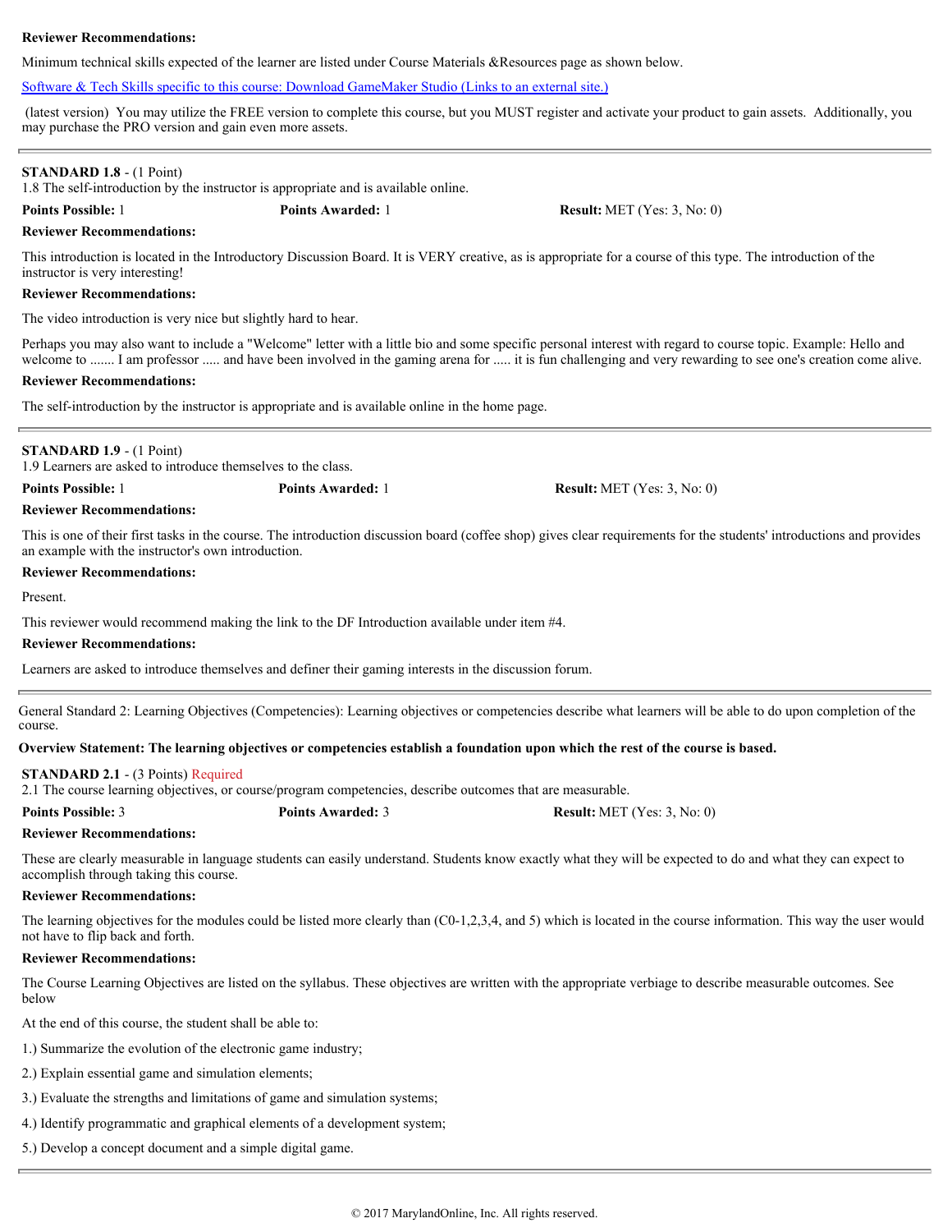**Reviewer Recommendations:**

Minimum technical skills expected of the learner are listed under Course Materials &Resources page as shown below.

Software & Tech Skills specific to this course: Download GameMaker Studio (Links to an external site.)

(latest version) You may utilize the FREE version to complete this course, but you MUST register and activate your product to gain assets. Additionally, you may purchase the PRO version and gain even more assets.

---

**STANDARD 1.8** - (1 Point)

1.8 The self-introduction by the instructor is appropriate and is available online.

**Points Possible:** 1 **Points Awarded:** 1 **Result:** MET (Yes: 3, No: 0)

**Reviewer Recommendations:**

This introduction is located in the Introductory Discussion Board. It is VERY creative, as is appropriate for a course of this type. The introduction of the instructor is very interesting!

**Reviewer Recommendations:**

The video introduction is very nice but slightly hard to hear.

Perhaps you may also want to include a "Welcome" letter with a little bio and some specific personal interest with regard to course topic. Example: Hello and welcome to ....... I am professor ..... and have been involved in the gaming arena for ..... it is fun challenging and very rewarding to see one's creation come alive.

**Reviewer Recommendations:**

The self-introduction by the instructor is appropriate and is available online in the home page.

---

**STANDARD 1.9** - (1 Point)

1.9 Learners are asked to introduce themselves to the class.

**Points Possible:** 1 **Points Awarded:** 1 **Result:** MET (Yes: 3, No: 0)

**Reviewer Recommendations:**

This is one of their first tasks in the course. The introduction discussion board (coffee shop) gives clear requirements for the students' introductions and provides an example with the instructor's own introduction.

**Reviewer Recommendations:**

Present.

This reviewer would recommend making the link to the DF Introduction available under item #4.

**Reviewer Recommendations:**

Learners are asked to introduce themselves and definer their gaming interests in the discussion forum.

---

General Standard 2: Learning Objectives (Competencies): Learning objectives or competencies describe what learners will be able to do upon completion of the course.

**Overview Statement: The learning objectives or competencies establish a foundation upon which the rest of the course is based.**

**STANDARD 2.1** - (3 Points) Required

2.1 The course learning objectives, or course/program competencies, describe outcomes that are measurable.

**Points Possible:** 3 **Points Awarded:** 3 **Result:** MET (Yes: 3, No: 0)

**Reviewer Recommendations:**

These are clearly measurable in language students can easily understand. Students know exactly what they will be expected to do and what they can expect to accomplish through taking this course.

**Reviewer Recommendations:**

The learning objectives for the modules could be listed more clearly than (C0-1,2,3,4, and 5) which is located in the course information. This way the user would not have to flip back and forth.

**Reviewer Recommendations:**

The Course Learning Objectives are listed on the syllabus. These objectives are written with the appropriate verbiage to describe measurable outcomes. See below

At the end of this course, the student shall be able to:

1.) Summarize the evolution of the electronic game industry;

2.) Explain essential game and simulation elements;

3.) Evaluate the strengths and limitations of game and simulation systems;

4.) Identify programmatic and graphical elements of a development system;

5.) Develop a concept document and a simple digital game.

---

© 2017 MarylandOnline, Inc. All rights reserved.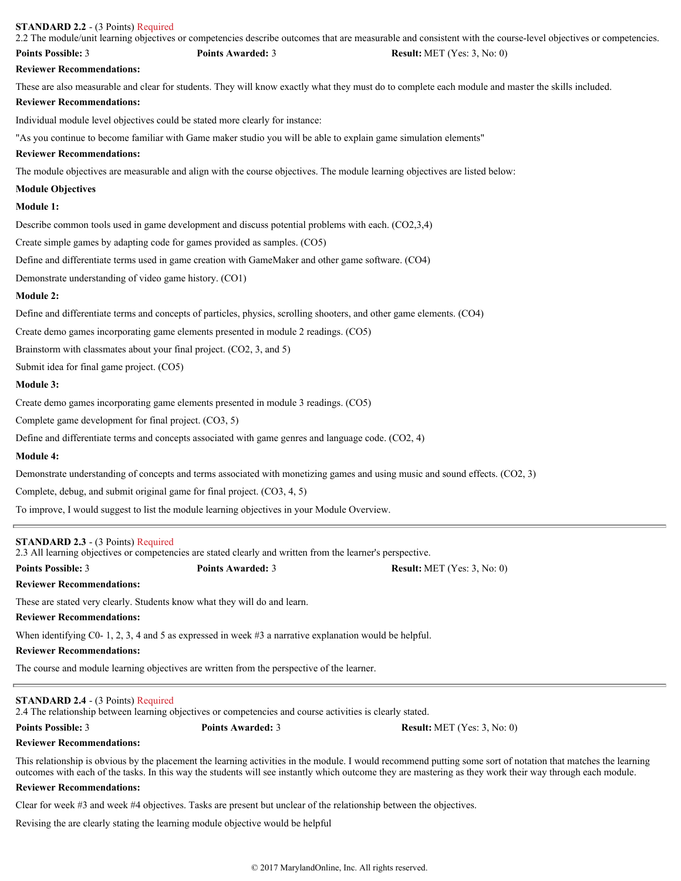**STANDARD 2.2** - (3 Points) Required

2.2 The module/unit learning objectives or competencies describe outcomes that are measurable and consistent with the course-level objectives or competencies.

**Points Possible:** 3 **Points Awarded:** 3 **Result:** MET (Yes: 3, No: 0)

**Reviewer Recommendations:**

These are also measurable and clear for students. They will know exactly what they must do to complete each module and master the skills included.

**Reviewer Recommendations:**

Individual module level objectives could be stated more clearly for instance:

"As you continue to become familiar with Game maker studio you will be able to explain game simulation elements"

**Reviewer Recommendations:**

The module objectives are measurable and align with the course objectives. The module learning objectives are listed below:

**Module Objectives**

**Module 1:**

Describe common tools used in game development and discuss potential problems with each. (CO2,3,4)

Create simple games by adapting code for games provided as samples. (CO5)

Define and differentiate terms used in game creation with GameMaker and other game software. (CO4)

Demonstrate understanding of video game history. (CO1)

**Module 2:**

Define and differentiate terms and concepts of particles, physics, scrolling shooters, and other game elements. (CO4)

Create demo games incorporating game elements presented in module 2 readings. (CO5)

Brainstorm with classmates about your final project. (CO2, 3, and 5)

Submit idea for final game project. (CO5)

**Module 3:**

Create demo games incorporating game elements presented in module 3 readings. (CO5)

Complete game development for final project. (CO3, 5)

Define and differentiate terms and concepts associated with game genres and language code. (CO2, 4)

**Module 4:**

Demonstrate understanding of concepts and terms associated with monetizing games and using music and sound effects. (CO2, 3)

Complete, debug, and submit original game for final project. (CO3, 4, 5)

To improve, I would suggest to list the module learning objectives in your Module Overview.

---

**STANDARD 2.3** - (3 Points) Required

2.3 All learning objectives or competencies are stated clearly and written from the learner's perspective.

**Points Possible:** 3 **Points Awarded:** 3 **Result:** MET (Yes: 3, No: 0)

**Reviewer Recommendations:**

These are stated very clearly. Students know what they will do and learn.

**Reviewer Recommendations:**

When identifying C0- 1, 2, 3, 4 and 5 as expressed in week #3 a narrative explanation would be helpful.

**Reviewer Recommendations:**

The course and module learning objectives are written from the perspective of the learner.

---

**STANDARD 2.4** - (3 Points) Required

2.4 The relationship between learning objectives or competencies and course activities is clearly stated.

**Points Possible:** 3 **Points Awarded:** 3 **Result:** MET (Yes: 3, No: 0)

**Reviewer Recommendations:**

This relationship is obvious by the placement the learning activities in the module. I would recommend putting some sort of notation that matches the learning outcomes with each of the tasks. In this way the students will see instantly which outcome they are mastering as they work their way through each module.

**Reviewer Recommendations:**

Clear for week #3 and week #4 objectives. Tasks are present but unclear of the relationship between the objectives.

Revising the are clearly stating the learning module objective would be helpful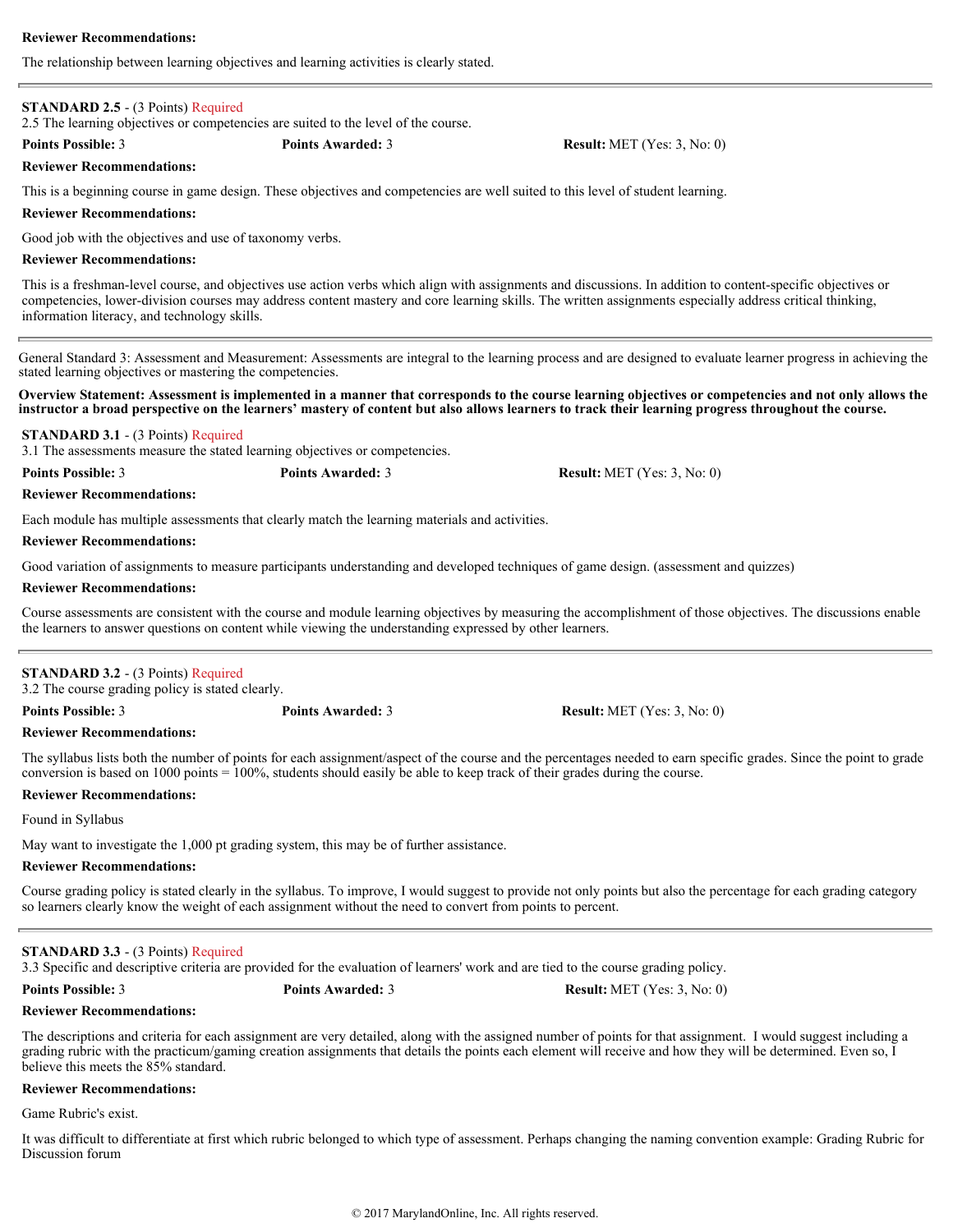**Reviewer Recommendations:**

The relationship between learning objectives and learning activities is clearly stated.

---

**STANDARD 2.5** - (3 Points) Required
2.5 The learning objectives or competencies are suited to the level of the course.

**Points Possible:** 3 **Points Awarded:** 3 **Result:** MET (Yes: 3, No: 0)

**Reviewer Recommendations:**

This is a beginning course in game design. These objectives and competencies are well suited to this level of student learning.

**Reviewer Recommendations:**

Good job with the objectives and use of taxonomy verbs.

**Reviewer Recommendations:**

This is a freshman-level course, and objectives use action verbs which align with assignments and discussions. In addition to content-specific objectives or competencies, lower-division courses may address content mastery and core learning skills. The written assignments especially address critical thinking, information literacy, and technology skills.

---

General Standard 3: Assessment and Measurement: Assessments are integral to the learning process and are designed to evaluate learner progress in achieving the stated learning objectives or mastering the competencies.

**Overview Statement: Assessment is implemented in a manner that corresponds to the course learning objectives or competencies and not only allows the instructor a broad perspective on the learners' mastery of content but also allows learners to track their learning progress throughout the course.**

**STANDARD 3.1** - (3 Points) Required
3.1 The assessments measure the stated learning objectives or competencies.

**Points Possible:** 3 **Points Awarded:** 3 **Result:** MET (Yes: 3, No: 0)

**Reviewer Recommendations:**

Each module has multiple assessments that clearly match the learning materials and activities.

**Reviewer Recommendations:**

Good variation of assignments to measure participants understanding and developed techniques of game design. (assessment and quizzes)

**Reviewer Recommendations:**

Course assessments are consistent with the course and module learning objectives by measuring the accomplishment of those objectives. The discussions enable the learners to answer questions on content while viewing the understanding expressed by other learners.

---

**STANDARD 3.2** - (3 Points) Required
3.2 The course grading policy is stated clearly.

**Points Possible:** 3 **Points Awarded:** 3 **Result:** MET (Yes: 3, No: 0)

**Reviewer Recommendations:**

The syllabus lists both the number of points for each assignment/aspect of the course and the percentages needed to earn specific grades. Since the point to grade conversion is based on 1000 points = 100%, students should easily be able to keep track of their grades during the course.

**Reviewer Recommendations:**

Found in Syllabus

May want to investigate the 1,000 pt grading system, this may be of further assistance.

**Reviewer Recommendations:**

Course grading policy is stated clearly in the syllabus. To improve, I would suggest to provide not only points but also the percentage for each grading category so learners clearly know the weight of each assignment without the need to convert from points to percent.

---

**STANDARD 3.3** - (3 Points) Required
3.3 Specific and descriptive criteria are provided for the evaluation of learners' work and are tied to the course grading policy.

**Points Possible:** 3 **Points Awarded:** 3 **Result:** MET (Yes: 3, No: 0)

**Reviewer Recommendations:**

The descriptions and criteria for each assignment are very detailed, along with the assigned number of points for that assignment. I would suggest including a grading rubric with the practicum/gaming creation assignments that details the points each element will receive and how they will be determined. Even so, I believe this meets the 85% standard.

**Reviewer Recommendations:**

Game Rubric's exist.

It was difficult to differentiate at first which rubric belonged to which type of assessment. Perhaps changing the naming convention example: Grading Rubric for Discussion forum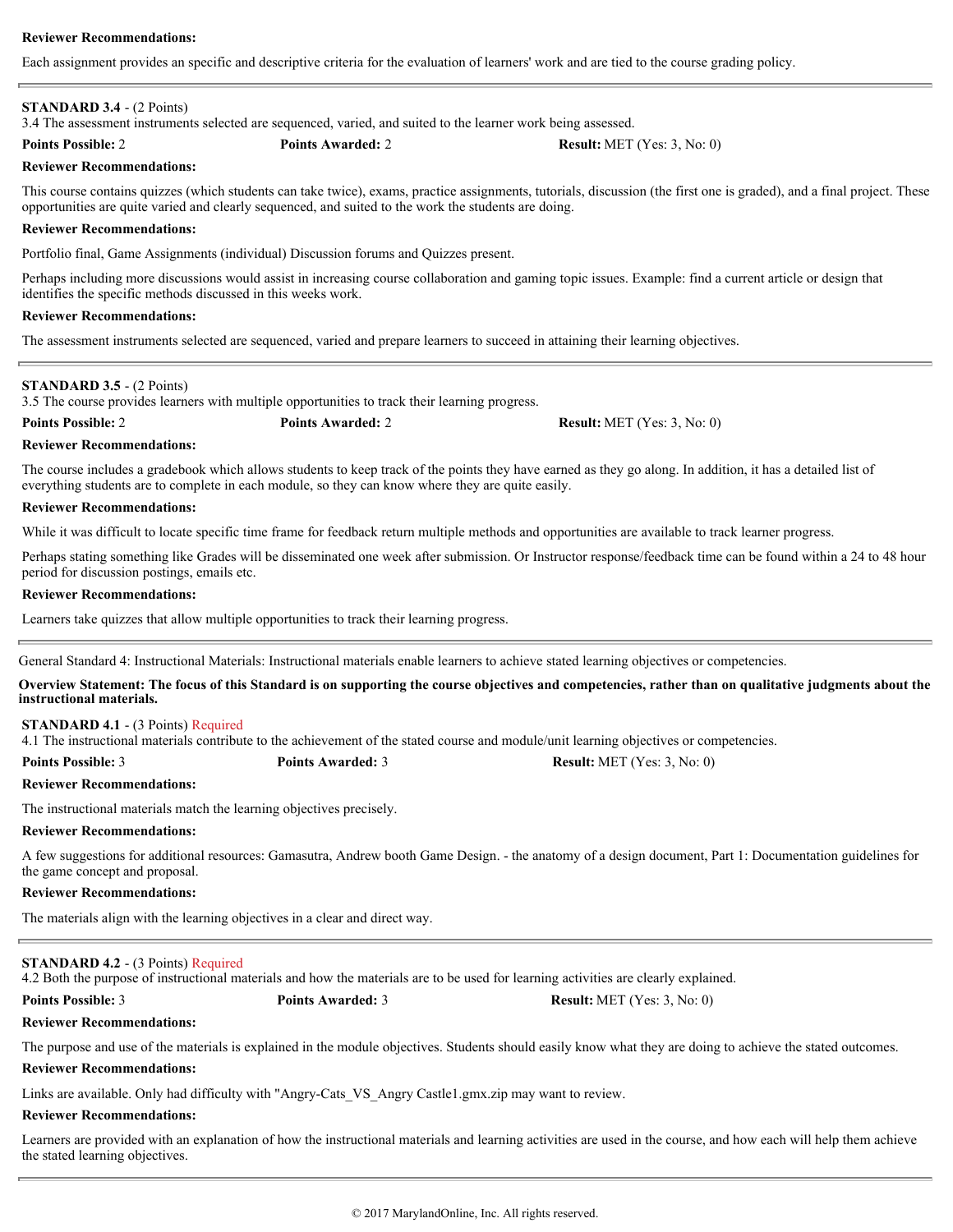**Reviewer Recommendations:**

Each assignment provides an specific and descriptive criteria for the evaluation of learners' work and are tied to the course grading policy.

---

**STANDARD 3.4** - (2 Points)
3.4 The assessment instruments selected are sequenced, varied, and suited to the learner work being assessed.

**Points Possible:** 2 **Points Awarded:** 2 **Result:** MET (Yes: 3, No: 0)

**Reviewer Recommendations:**

This course contains quizzes (which students can take twice), exams, practice assignments, tutorials, discussion (the first one is graded), and a final project. These opportunities are quite varied and clearly sequenced, and suited to the work the students are doing.

**Reviewer Recommendations:**

Portfolio final, Game Assignments (individual) Discussion forums and Quizzes present.

Perhaps including more discussions would assist in increasing course collaboration and gaming topic issues. Example: find a current article or design that identifies the specific methods discussed in this weeks work.

**Reviewer Recommendations:**

The assessment instruments selected are sequenced, varied and prepare learners to succeed in attaining their learning objectives.

---

**STANDARD 3.5** - (2 Points)
3.5 The course provides learners with multiple opportunities to track their learning progress.

**Points Possible:** 2 **Points Awarded:** 2 **Result:** MET (Yes: 3, No: 0)

**Reviewer Recommendations:**

The course includes a gradebook which allows students to keep track of the points they have earned as they go along. In addition, it has a detailed list of everything students are to complete in each module, so they can know where they are quite easily.

**Reviewer Recommendations:**

While it was difficult to locate specific time frame for feedback return multiple methods and opportunities are available to track learner progress.

Perhaps stating something like Grades will be disseminated one week after submission. Or Instructor response/feedback time can be found within a 24 to 48 hour period for discussion postings, emails etc.

**Reviewer Recommendations:**

Learners take quizzes that allow multiple opportunities to track their learning progress.

---

General Standard 4: Instructional Materials: Instructional materials enable learners to achieve stated learning objectives or competencies.

**Overview Statement: The focus of this Standard is on supporting the course objectives and competencies, rather than on qualitative judgments about the instructional materials.**

**STANDARD 4.1** - (3 Points) Required
4.1 The instructional materials contribute to the achievement of the stated course and module/unit learning objectives or competencies.

**Points Possible:** 3 **Points Awarded:** 3 **Result:** MET (Yes: 3, No: 0)

**Reviewer Recommendations:**

The instructional materials match the learning objectives precisely.

**Reviewer Recommendations:**

A few suggestions for additional resources: Gamasutra, Andrew booth Game Design. - the anatomy of a design document, Part 1: Documentation guidelines for the game concept and proposal.

**Reviewer Recommendations:**

The materials align with the learning objectives in a clear and direct way.

---

**STANDARD 4.2** - (3 Points) Required
4.2 Both the purpose of instructional materials and how the materials are to be used for learning activities are clearly explained.

**Points Possible:** 3 **Points Awarded:** 3 **Result:** MET (Yes: 3, No: 0)

**Reviewer Recommendations:**

The purpose and use of the materials is explained in the module objectives. Students should easily know what they are doing to achieve the stated outcomes.

**Reviewer Recommendations:**

Links are available. Only had difficulty with "Angry-Cats_VS_Angry Castle1.gmx.zip may want to review.

**Reviewer Recommendations:**

Learners are provided with an explanation of how the instructional materials and learning activities are used in the course, and how each will help them achieve the stated learning objectives.

---

© 2017 MarylandOnline, Inc. All rights reserved.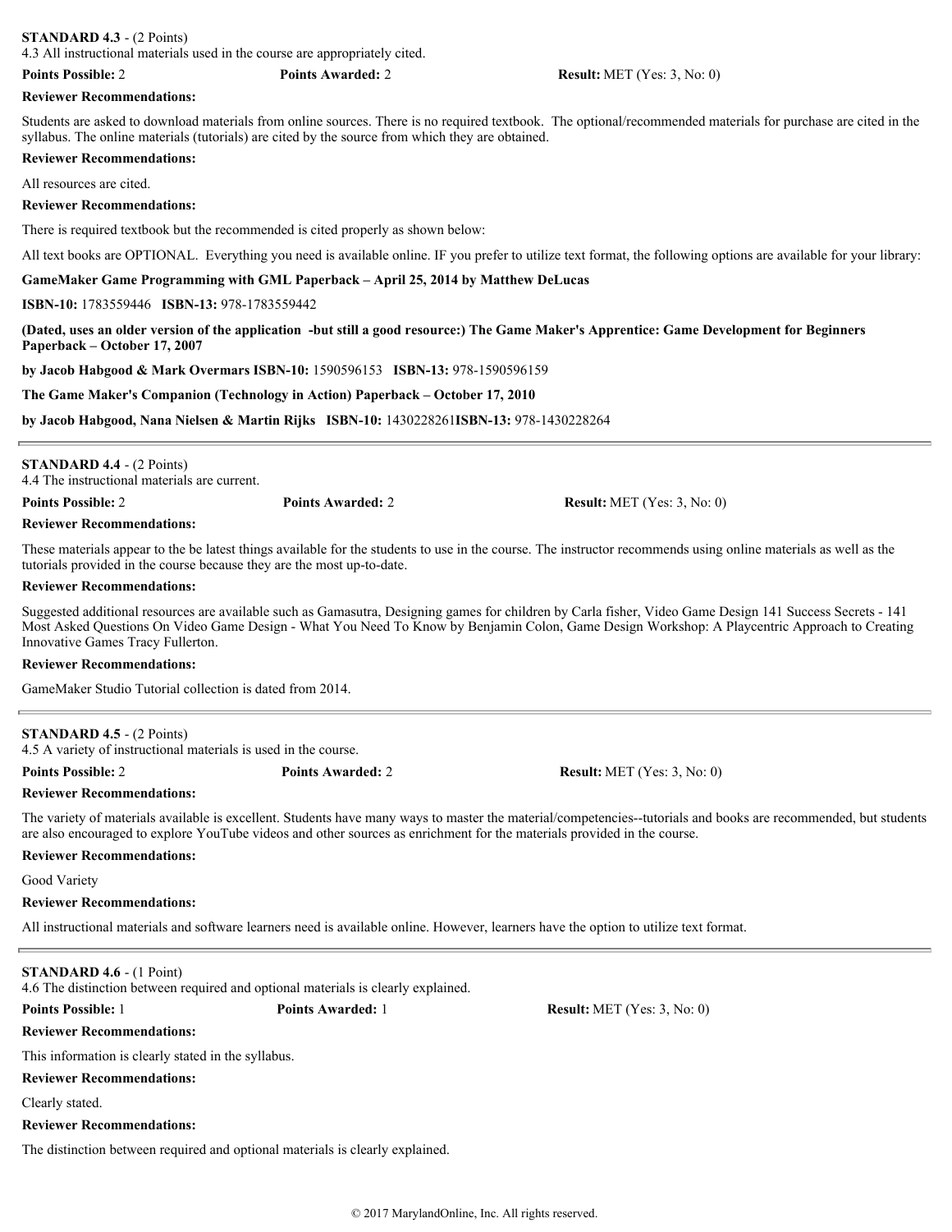**STANDARD 4.3** - (2 Points)
4.3 All instructional materials used in the course are appropriately cited.

**Points Possible:** 2 **Points Awarded:** 2 **Result:** MET (Yes: 3, No: 0)

**Reviewer Recommendations:**

Students are asked to download materials from online sources. There is no required textbook. The optional/recommended materials for purchase are cited in the syllabus. The online materials (tutorials) are cited by the source from which they are obtained.

**Reviewer Recommendations:**

All resources are cited.

**Reviewer Recommendations:**

There is required textbook but the recommended is cited properly as shown below:

All text books are OPTIONAL. Everything you need is available online. IF you prefer to utilize text format, the following options are available for your library:

**GameMaker Game Programming with GML Paperback – April 25, 2014 by Matthew DeLucas**

**ISBN-10:** 1783559446 **ISBN-13:** 978-1783559442

**(Dated, uses an older version of the application -but still a good resource:) The Game Maker's Apprentice: Game Development for Beginners Paperback – October 17, 2007**

**by Jacob Habgood & Mark Overmars ISBN-10:** 1590596153 **ISBN-13:** 978-1590596159

**The Game Maker's Companion (Technology in Action) Paperback – October 17, 2010**

**by Jacob Habgood, Nana Nielsen & Martin Rijks ISBN-10:** 1430228261**ISBN-13:** 978-1430228264

---

**STANDARD 4.4** - (2 Points)
4.4 The instructional materials are current.

**Points Possible:** 2 **Points Awarded:** 2 **Result:** MET (Yes: 3, No: 0)

**Reviewer Recommendations:**

These materials appear to the be latest things available for the students to use in the course. The instructor recommends using online materials as well as the tutorials provided in the course because they are the most up-to-date.

**Reviewer Recommendations:**

Suggested additional resources are available such as Gamasutra, Designing games for children by Carla fisher, Video Game Design 141 Success Secrets - 141 Most Asked Questions On Video Game Design - What You Need To Know by Benjamin Colon, Game Design Workshop: A Playcentric Approach to Creating Innovative Games Tracy Fullerton.

**Reviewer Recommendations:**

GameMaker Studio Tutorial collection is dated from 2014.

---

**STANDARD 4.5** - (2 Points)
4.5 A variety of instructional materials is used in the course.

**Points Possible:** 2 **Points Awarded:** 2 **Result:** MET (Yes: 3, No: 0)

**Reviewer Recommendations:**

The variety of materials available is excellent. Students have many ways to master the material/competencies--tutorials and books are recommended, but students are also encouraged to explore YouTube videos and other sources as enrichment for the materials provided in the course.

**Reviewer Recommendations:**

Good Variety

**Reviewer Recommendations:**

All instructional materials and software learners need is available online. However, learners have the option to utilize text format.

---

**STANDARD 4.6** - (1 Point)
4.6 The distinction between required and optional materials is clearly explained.

**Points Possible:** 1 **Points Awarded:** 1 **Result:** MET (Yes: 3, No: 0)

**Reviewer Recommendations:**

This information is clearly stated in the syllabus.

**Reviewer Recommendations:**

Clearly stated.

**Reviewer Recommendations:**

The distinction between required and optional materials is clearly explained.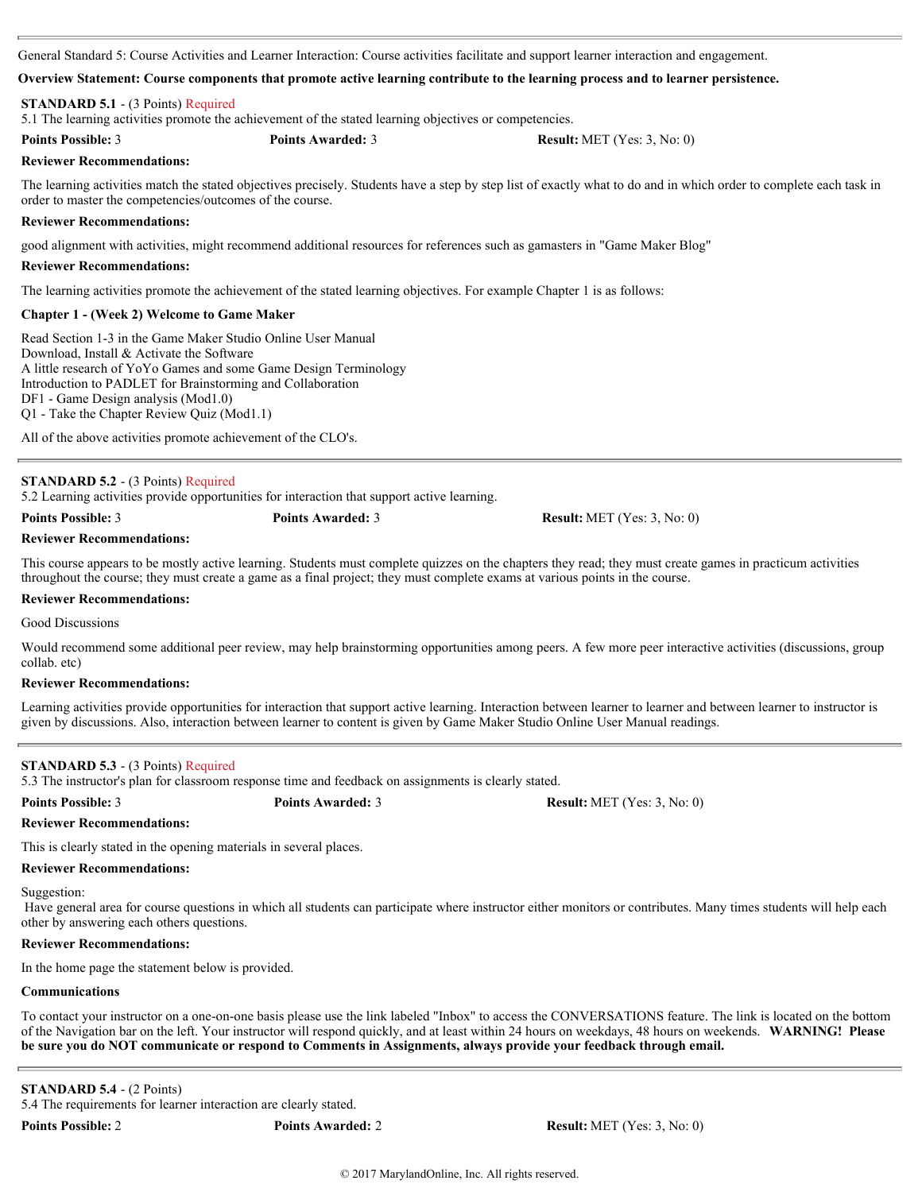General Standard 5: Course Activities and Learner Interaction: Course activities facilitate and support learner interaction and engagement.

**Overview Statement: Course components that promote active learning contribute to the learning process and to learner persistence.**

---

**STANDARD 5.1** - (3 Points) Required
5.1 The learning activities promote the achievement of the stated learning objectives or competencies.

**Points Possible:** 3 **Points Awarded:** 3 **Result:** MET (Yes: 3, No: 0)

**Reviewer Recommendations:**

The learning activities match the stated objectives precisely. Students have a step by step list of exactly what to do and in which order to complete each task in order to master the competencies/outcomes of the course.

**Reviewer Recommendations:**

good alignment with activities, might recommend additional resources for references such as gamasters in "Game Maker Blog"

**Reviewer Recommendations:**

The learning activities promote the achievement of the stated learning objectives. For example Chapter 1 is as follows:

**Chapter 1 - (Week 2) Welcome to Game Maker**

Read Section 1-3 in the Game Maker Studio Online User Manual
Download, Install & Activate the Software
A little research of YoYo Games and some Game Design Terminology
Introduction to PADLET for Brainstorming and Collaboration
DF1 - Game Design analysis (Mod1.0)
Q1 - Take the Chapter Review Quiz (Mod1.1)

All of the above activities promote achievement of the CLO's.

---

**STANDARD 5.2** - (3 Points) Required
5.2 Learning activities provide opportunities for interaction that support active learning.

**Points Possible:** 3 **Points Awarded:** 3 **Result:** MET (Yes: 3, No: 0)

**Reviewer Recommendations:**

This course appears to be mostly active learning. Students must complete quizzes on the chapters they read; they must create games in practicum activities throughout the course; they must create a game as a final project; they must complete exams at various points in the course.

**Reviewer Recommendations:**

Good Discussions

Would recommend some additional peer review, may help brainstorming opportunities among peers. A few more peer interactive activities (discussions, group collab. etc)

**Reviewer Recommendations:**

Learning activities provide opportunities for interaction that support active learning. Interaction between learner to learner and between learner to instructor is given by discussions. Also, interaction between learner to content is given by Game Maker Studio Online User Manual readings.

---

**STANDARD 5.3** - (3 Points) Required
5.3 The instructor's plan for classroom response time and feedback on assignments is clearly stated.

**Points Possible:** 3 **Points Awarded:** 3 **Result:** MET (Yes: 3, No: 0)

**Reviewer Recommendations:**

This is clearly stated in the opening materials in several places.

**Reviewer Recommendations:**

Suggestion:
Have general area for course questions in which all students can participate where instructor either monitors or contributes. Many times students will help each other by answering each others questions.

**Reviewer Recommendations:**

In the home page the statement below is provided.

**Communications**

To contact your instructor on a one-on-one basis please use the link labeled "Inbox" to access the CONVERSATIONS feature. The link is located on the bottom of the Navigation bar on the left. Your instructor will respond quickly, and at least within 24 hours on weekdays, 48 hours on weekends. **WARNING! Please be sure you do NOT communicate or respond to Comments in Assignments, always provide your feedback through email.**

---

**STANDARD 5.4** - (2 Points)
5.4 The requirements for learner interaction are clearly stated.

**Points Possible:** 2 **Points Awarded:** 2 **Result:** MET (Yes: 3, No: 0)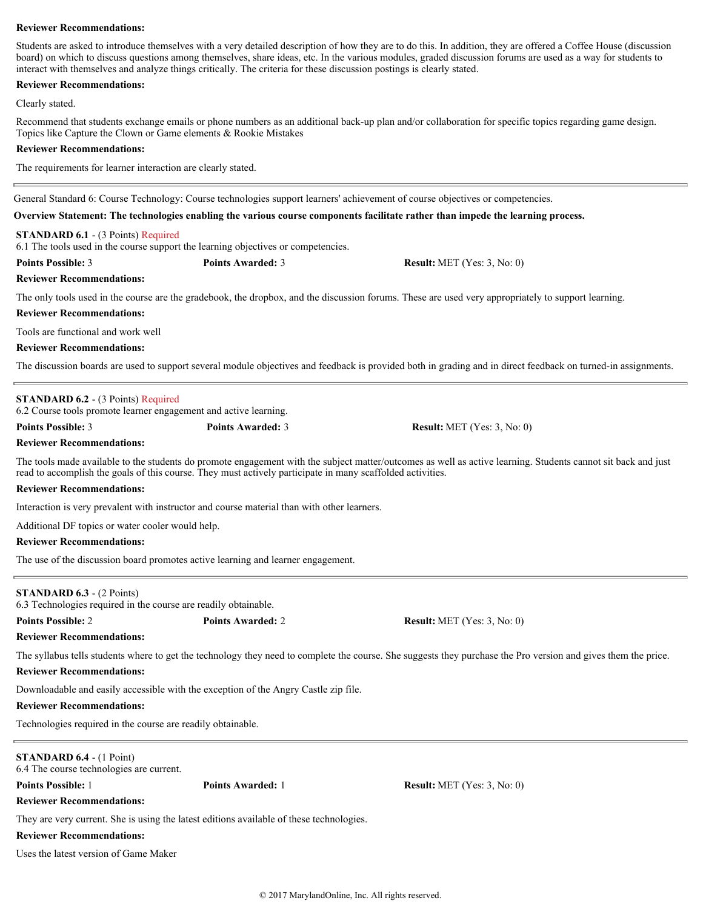**Reviewer Recommendations:**

Students are asked to introduce themselves with a very detailed description of how they are to do this. In addition, they are offered a Coffee House (discussion board) on which to discuss questions among themselves, share ideas, etc. In the various modules, graded discussion forums are used as a way for students to interact with themselves and analyze things critically. The criteria for these discussion postings is clearly stated.

**Reviewer Recommendations:**

Clearly stated.

Recommend that students exchange emails or phone numbers as an additional back-up plan and/or collaboration for specific topics regarding game design. Topics like Capture the Clown or Game elements & Rookie Mistakes

**Reviewer Recommendations:**

The requirements for learner interaction are clearly stated.

---

General Standard 6: Course Technology: Course technologies support learners' achievement of course objectives or competencies.

**Overview Statement: The technologies enabling the various course components facilitate rather than impede the learning process.**

**STANDARD 6.1** - (3 Points) Required
6.1 The tools used in the course support the learning objectives or competencies.

**Points Possible:** 3 **Points Awarded:** 3 **Result:** MET (Yes: 3, No: 0)

**Reviewer Recommendations:**

The only tools used in the course are the gradebook, the dropbox, and the discussion forums. These are used very appropriately to support learning.

**Reviewer Recommendations:**

Tools are functional and work well

**Reviewer Recommendations:**

The discussion boards are used to support several module objectives and feedback is provided both in grading and in direct feedback on turned-in assignments.

---

**STANDARD 6.2** - (3 Points) Required
6.2 Course tools promote learner engagement and active learning.

**Points Possible:** 3 **Points Awarded:** 3 **Result:** MET (Yes: 3, No: 0)

**Reviewer Recommendations:**

The tools made available to the students do promote engagement with the subject matter/outcomes as well as active learning. Students cannot sit back and just read to accomplish the goals of this course. They must actively participate in many scaffolded activities.

**Reviewer Recommendations:**

Interaction is very prevalent with instructor and course material than with other learners.

Additional DF topics or water cooler would help.

**Reviewer Recommendations:**

The use of the discussion board promotes active learning and learner engagement.

---

**STANDARD 6.3** - (2 Points)
6.3 Technologies required in the course are readily obtainable.

**Points Possible:** 2 **Points Awarded:** 2 **Result:** MET (Yes: 3, No: 0)

**Reviewer Recommendations:**

The syllabus tells students where to get the technology they need to complete the course. She suggests they purchase the Pro version and gives them the price.

**Reviewer Recommendations:**

Downloadable and easily accessible with the exception of the Angry Castle zip file.

**Reviewer Recommendations:**

Technologies required in the course are readily obtainable.

---

**STANDARD 6.4** - (1 Point)
6.4 The course technologies are current.

**Points Possible:** 1 **Points Awarded:** 1 **Result:** MET (Yes: 3, No: 0)

**Reviewer Recommendations:**

They are very current. She is using the latest editions available of these technologies.

**Reviewer Recommendations:**

Uses the latest version of Game Maker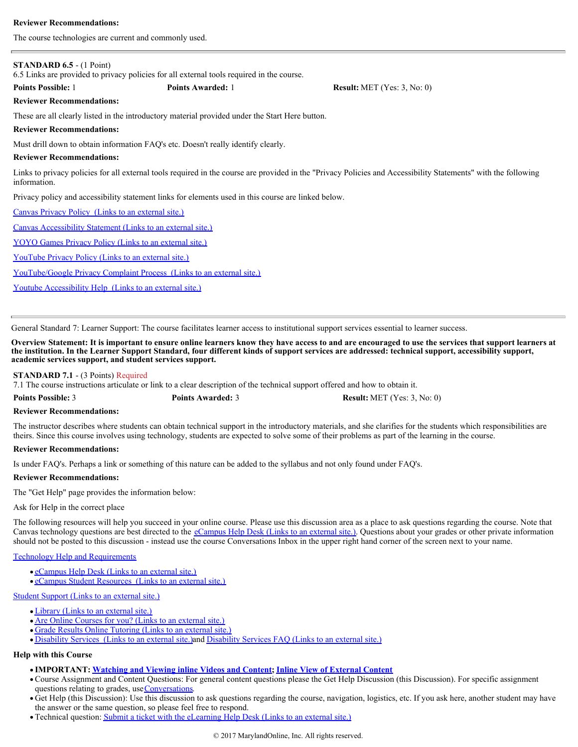**Reviewer Recommendations:**

The course technologies are current and commonly used.

---

**STANDARD 6.5** - (1 Point)
6.5 Links are provided to privacy policies for all external tools required in the course.

**Points Possible:** 1 **Points Awarded:** 1 **Result:** MET (Yes: 3, No: 0)

**Reviewer Recommendations:**

These are all clearly listed in the introductory material provided under the Start Here button.

**Reviewer Recommendations:**

Must drill down to obtain information FAQ's etc. Doesn't really identify clearly.

**Reviewer Recommendations:**

Links to privacy policies for all external tools required in the course are provided in the "Privacy Policies and Accessibility Statements" with the following information.

Privacy policy and accessibility statement links for elements used in this course are linked below.

Canvas Privacy Policy (Links to an external site.)

Canvas Accessibility Statement (Links to an external site.)

YOYO Games Privacy Policy (Links to an external site.)

YouTube Privacy Policy (Links to an external site.)

YouTube/Google Privacy Complaint Process (Links to an external site.)

Youtube Accessibility Help (Links to an external site.)

---

General Standard 7: Learner Support: The course facilitates learner access to institutional support services essential to learner success.

**Overview Statement: It is important to ensure online learners know they have access to and are encouraged to use the services that support learners at the institution. In the Learner Support Standard, four different kinds of support services are addressed: technical support, accessibility support, academic services support, and student services support.**

**STANDARD 7.1** - (3 Points) Required
7.1 The course instructions articulate or link to a clear description of the technical support offered and how to obtain it.

**Points Possible:** 3 **Points Awarded:** 3 **Result:** MET (Yes: 3, No: 0)

**Reviewer Recommendations:**

The instructor describes where students can obtain technical support in the introductory materials, and she clarifies for the students which responsibilities are theirs. Since this course involves using technology, students are expected to solve some of their problems as part of the learning in the course.

**Reviewer Recommendations:**

Is under FAQ's. Perhaps a link or something of this nature can be added to the syllabus and not only found under FAQ's.

**Reviewer Recommendations:**

The "Get Help" page provides the information below:

Ask for Help in the correct place

The following resources will help you succeed in your online course. Please use this discussion area as a place to ask questions regarding the course. Note that Canvas technology questions are best directed to the eCampus Help Desk (Links to an external site.). Questions about your grades or other private information should not be posted to this discussion - instead use the course Conversations Inbox in the upper right hand corner of the screen next to your name.

Technology Help and Requirements

- eCampus Help Desk (Links to an external site.)
- eCampus Student Resources (Links to an external site.)

Student Support (Links to an external site.)

- Library (Links to an external site.)
- Are Online Courses for you? (Links to an external site.)
- Grade Results Online Tutoring (Links to an external site.)
- Disability Services (Links to an external site.) and Disability Services FAQ (Links to an external site.)

**Help with this Course**

- **IMPORTANT: Watching and Viewing inline Videos and Content; Inline View of External Content**
- Course Assignment and Content Questions: For general content questions please the Get Help Discussion (this Discussion). For specific assignment questions relating to grades, use Conversations.
- Get Help (this Discussion): Use this discussion to ask questions regarding the course, navigation, logistics, etc. If you ask here, another student may have the answer or the same question, so please feel free to respond.
- Technical question: Submit a ticket with the eLearning Help Desk (Links to an external site.)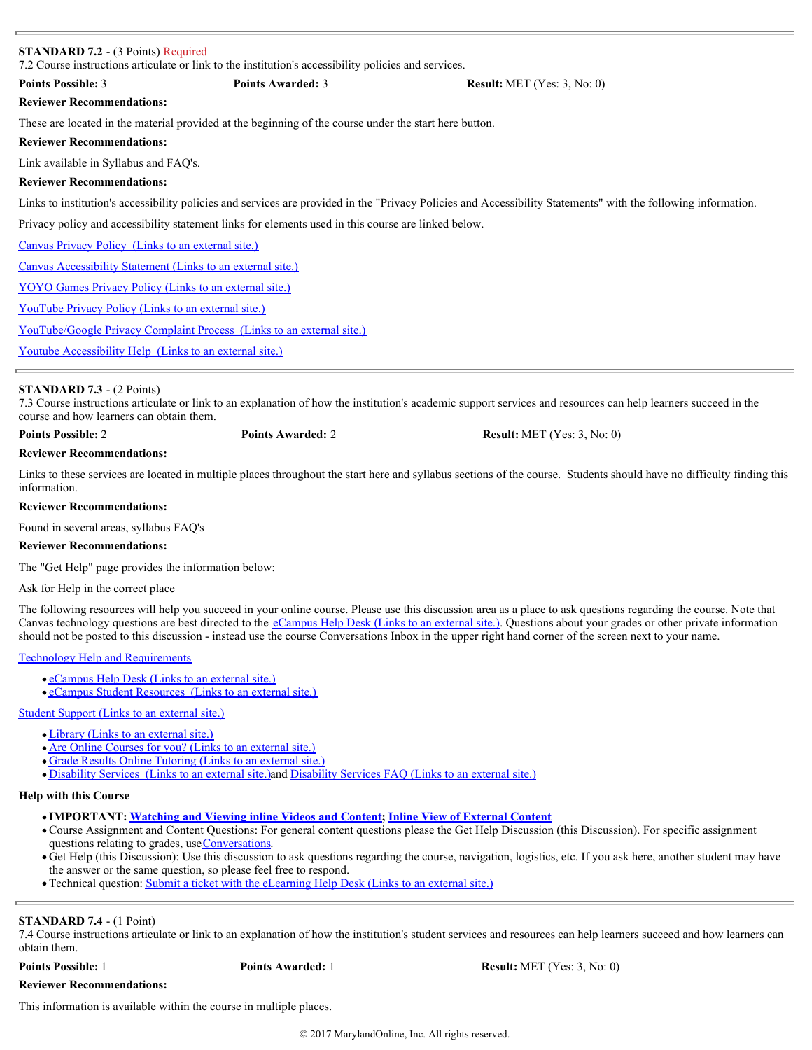**STANDARD 7.2** - (3 Points) Required
7.2 Course instructions articulate or link to the institution's accessibility policies and services.

**Points Possible:** 3 **Points Awarded:** 3 **Result:** MET (Yes: 3, No: 0)

**Reviewer Recommendations:**

These are located in the material provided at the beginning of the course under the start here button.

**Reviewer Recommendations:**

Link available in Syllabus and FAQ's.

**Reviewer Recommendations:**

Links to institution's accessibility policies and services are provided in the "Privacy Policies and Accessibility Statements" with the following information.

Privacy policy and accessibility statement links for elements used in this course are linked below.

Canvas Privacy Policy (Links to an external site.)

Canvas Accessibility Statement (Links to an external site.)

YOYO Games Privacy Policy (Links to an external site.)

YouTube Privacy Policy (Links to an external site.)

YouTube/Google Privacy Complaint Process (Links to an external site.)

Youtube Accessibility Help (Links to an external site.)

---

**STANDARD 7.3** - (2 Points)
7.3 Course instructions articulate or link to an explanation of how the institution's academic support services and resources can help learners succeed in the course and how learners can obtain them.

**Points Possible:** 2 **Points Awarded:** 2 **Result:** MET (Yes: 3, No: 0)

**Reviewer Recommendations:**

Links to these services are located in multiple places throughout the start here and syllabus sections of the course. Students should have no difficulty finding this information.

**Reviewer Recommendations:**

Found in several areas, syllabus FAQ's

**Reviewer Recommendations:**

The "Get Help" page provides the information below:

Ask for Help in the correct place

The following resources will help you succeed in your online course. Please use this discussion area as a place to ask questions regarding the course. Note that Canvas technology questions are best directed to the eCampus Help Desk (Links to an external site.). Questions about your grades or other private information should not be posted to this discussion - instead use the course Conversations Inbox in the upper right hand corner of the screen next to your name.

Technology Help and Requirements

- eCampus Help Desk (Links to an external site.)
- eCampus Student Resources (Links to an external site.)

Student Support (Links to an external site.)

- Library (Links to an external site.)
- Are Online Courses for you? (Links to an external site.)
- Grade Results Online Tutoring (Links to an external site.)
- Disability Services (Links to an external site.) and Disability Services FAQ (Links to an external site.)

**Help with this Course**

- **IMPORTANT: Watching and Viewing inline Videos and Content; Inline View of External Content**
- Course Assignment and Content Questions: For general content questions please the Get Help Discussion (this Discussion). For specific assignment questions relating to grades, use Conversations.
- Get Help (this Discussion): Use this discussion to ask questions regarding the course, navigation, logistics, etc. If you ask here, another student may have the answer or the same question, so please feel free to respond.
- Technical question: Submit a ticket with the eLearning Help Desk (Links to an external site.)

---

**STANDARD 7.4** - (1 Point)
7.4 Course instructions articulate or link to an explanation of how the institution's student services and resources can help learners succeed and how learners can obtain them.

**Points Possible:** 1 **Points Awarded:** 1 **Result:** MET (Yes: 3, No: 0)

**Reviewer Recommendations:**

This information is available within the course in multiple places.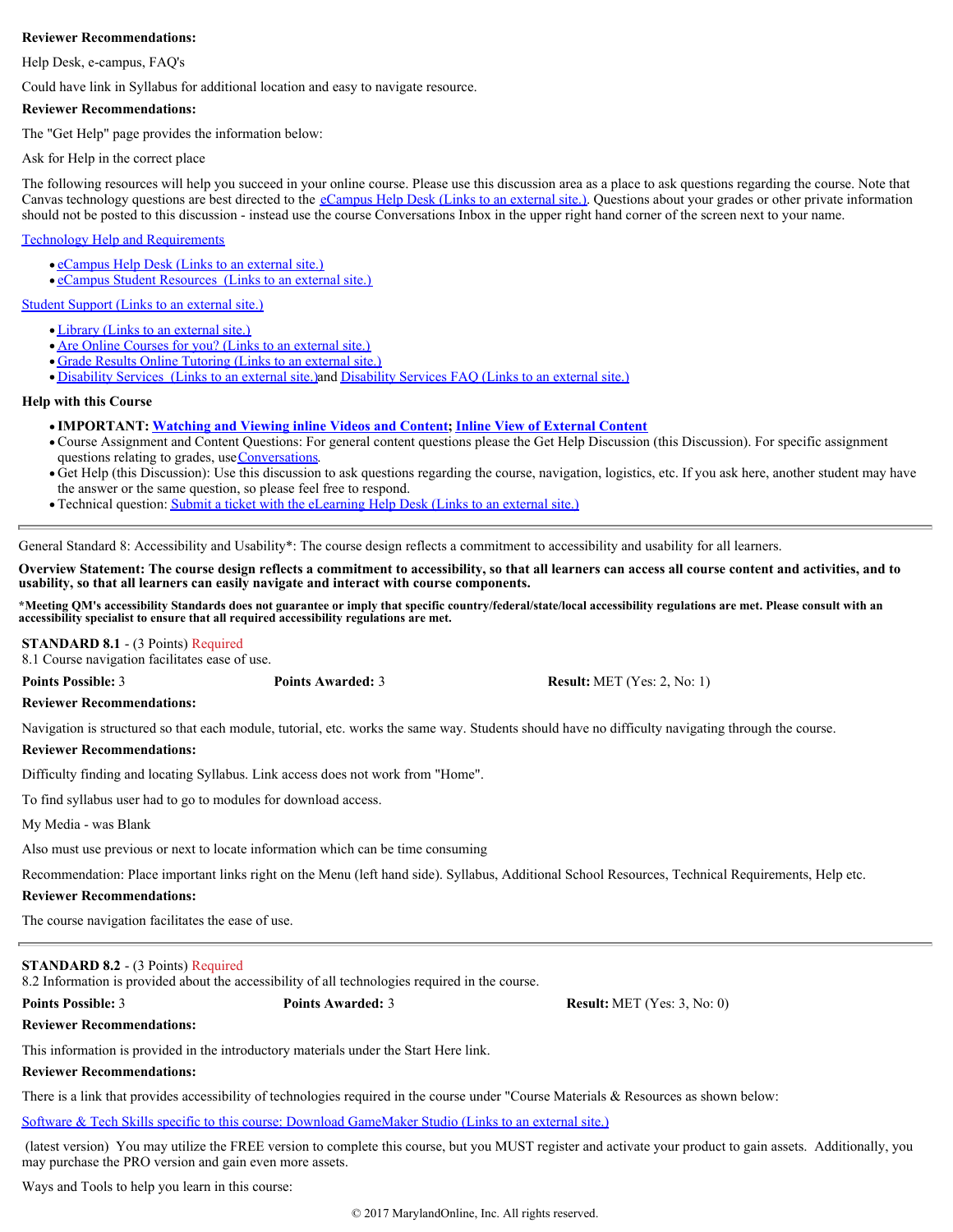**Reviewer Recommendations:**

Help Desk, e-campus, FAQ's

Could have link in Syllabus for additional location and easy to navigate resource.

**Reviewer Recommendations:**

The "Get Help" page provides the information below:

Ask for Help in the correct place

The following resources will help you succeed in your online course. Please use this discussion area as a place to ask questions regarding the course. Note that Canvas technology questions are best directed to the eCampus Help Desk (Links to an external site.). Questions about your grades or other private information should not be posted to this discussion - instead use the course Conversations Inbox in the upper right hand corner of the screen next to your name.

Technology Help and Requirements

- eCampus Help Desk (Links to an external site.)
- eCampus Student Resources (Links to an external site.)

Student Support (Links to an external site.)

- Library (Links to an external site.)
- Are Online Courses for you? (Links to an external site.)
- Grade Results Online Tutoring (Links to an external site.)
- Disability Services (Links to an external site.) and Disability Services FAQ (Links to an external site.)

**Help with this Course**

- **IMPORTANT: Watching and Viewing inline Videos and Content; Inline View of External Content**
- Course Assignment and Content Questions: For general content questions please the Get Help Discussion (this Discussion). For specific assignment questions relating to grades, use Conversations.
- Get Help (this Discussion): Use this discussion to ask questions regarding the course, navigation, logistics, etc. If you ask here, another student may have the answer or the same question, so please feel free to respond.
- Technical question: Submit a ticket with the eLearning Help Desk (Links to an external site.)

---

General Standard 8: Accessibility and Usability*: The course design reflects a commitment to accessibility and usability for all learners.

**Overview Statement: The course design reflects a commitment to accessibility, so that all learners can access all course content and activities, and to usability, so that all learners can easily navigate and interact with course components.**

**\*Meeting QM's accessibility Standards does not guarantee or imply that specific country/federal/state/local accessibility regulations are met. Please consult with an accessibility specialist to ensure that all required accessibility regulations are met.**

**STANDARD 8.1** - (3 Points) Required
8.1 Course navigation facilitates ease of use.

**Points Possible:** 3 **Points Awarded:** 3 **Result:** MET (Yes: 2, No: 1)

**Reviewer Recommendations:**

Navigation is structured so that each module, tutorial, etc. works the same way. Students should have no difficulty navigating through the course.

**Reviewer Recommendations:**

Difficulty finding and locating Syllabus. Link access does not work from "Home".

To find syllabus user had to go to modules for download access.

My Media - was Blank

Also must use previous or next to locate information which can be time consuming

Recommendation: Place important links right on the Menu (left hand side). Syllabus, Additional School Resources, Technical Requirements, Help etc.

**Reviewer Recommendations:**

The course navigation facilitates the ease of use.

---

**STANDARD 8.2** - (3 Points) Required
8.2 Information is provided about the accessibility of all technologies required in the course.

**Points Possible:** 3 **Points Awarded:** 3 **Result:** MET (Yes: 3, No: 0)

**Reviewer Recommendations:**

This information is provided in the introductory materials under the Start Here link.

**Reviewer Recommendations:**

There is a link that provides accessibility of technologies required in the course under "Course Materials & Resources as shown below:

Software & Tech Skills specific to this course: Download GameMaker Studio (Links to an external site.)

(latest version) You may utilize the FREE version to complete this course, but you MUST register and activate your product to gain assets. Additionally, you may purchase the PRO version and gain even more assets.

Ways and Tools to help you learn in this course: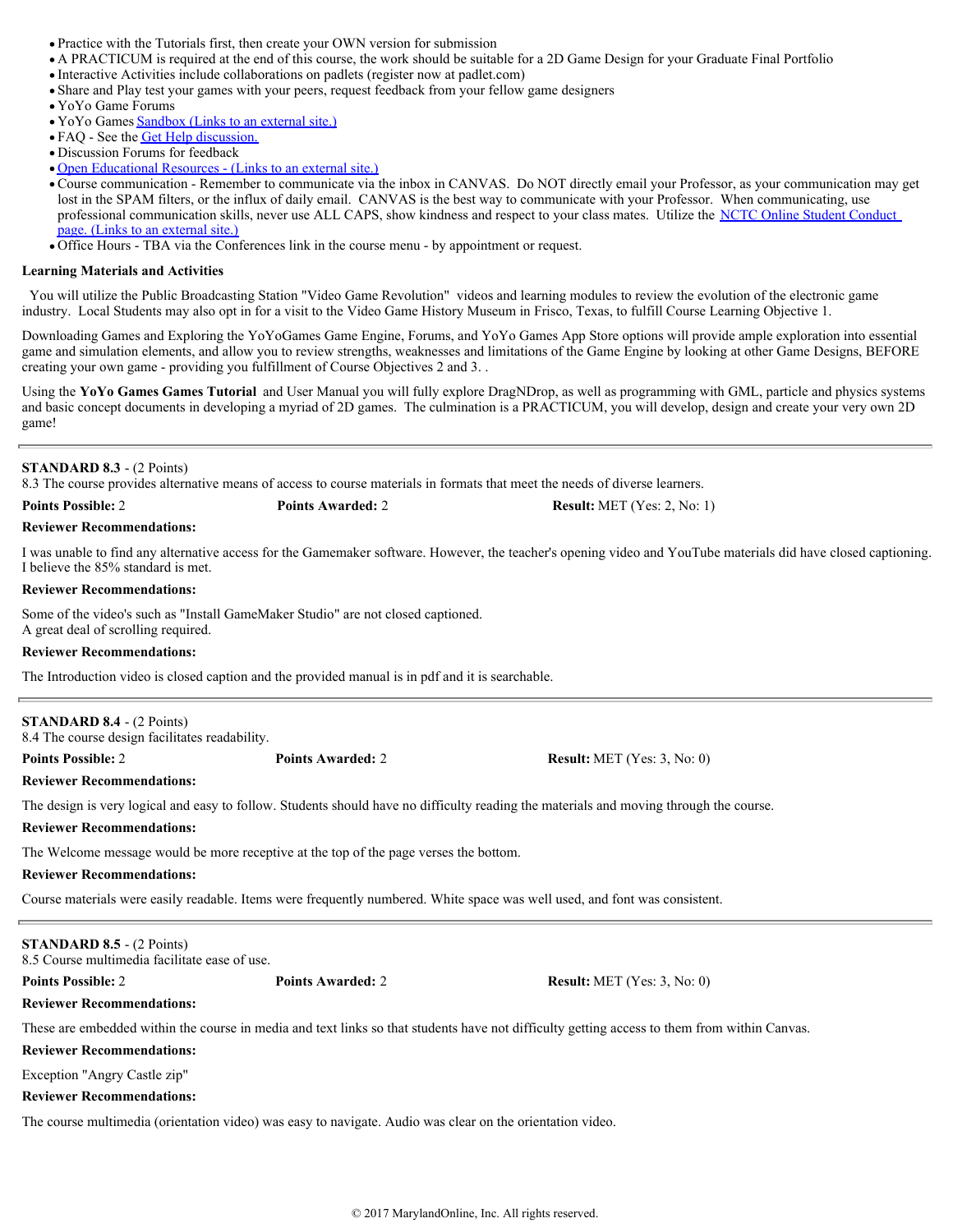- Practice with the Tutorials first, then create your OWN version for submission
- A PRACTICUM is required at the end of this course, the work should be suitable for a 2D Game Design for your Graduate Final Portfolio
- Interactive Activities include collaborations on padlets (register now at padlet.com)
- Share and Play test your games with your peers, request feedback from your fellow game designers
- YoYo Game Forums
- YoYo Games Sandbox (Links to an external site.)
- FAQ - See the Get Help discussion.
- Discussion Forums for feedback
- Open Educational Resources - (Links to an external site.)
- Course communication - Remember to communicate via the inbox in CANVAS. Do NOT directly email your Professor, as your communication may get lost in the SPAM filters, or the influx of daily email. CANVAS is the best way to communicate with your Professor. When communicating, use professional communication skills, never use ALL CAPS, show kindness and respect to your class mates. Utilize the NCTC Online Student Conduct page. (Links to an external site.)
- Office Hours - TBA via the Conferences link in the course menu - by appointment or request.

**Learning Materials and Activities**

You will utilize the Public Broadcasting Station "Video Game Revolution" videos and learning modules to review the evolution of the electronic game industry. Local Students may also opt in for a visit to the Video Game History Museum in Frisco, Texas, to fulfill Course Learning Objective 1.

Downloading Games and Exploring the YoYoGames Game Engine, Forums, and YoYo Games App Store options will provide ample exploration into essential game and simulation elements, and allow you to review strengths, weaknesses and limitations of the Game Engine by looking at other Game Designs, BEFORE creating your own game - providing you fulfillment of Course Objectives 2 and 3. .

Using the **YoYo Games Games Tutorial** and User Manual you will fully explore DragNDrop, as well as programming with GML, particle and physics systems and basic concept documents in developing a myriad of 2D games. The culmination is a PRACTICUM, you will develop, design and create your very own 2D game!

---

**STANDARD 8.3** - (2 Points)
8.3 The course provides alternative means of access to course materials in formats that meet the needs of diverse learners.

**Points Possible:** 2 **Points Awarded:** 2 **Result:** MET (Yes: 2, No: 1)

**Reviewer Recommendations:**

I was unable to find any alternative access for the Gamemaker software. However, the teacher's opening video and YouTube materials did have closed captioning. I believe the 85% standard is met.

**Reviewer Recommendations:**

Some of the video's such as "Install GameMaker Studio" are not closed captioned.
A great deal of scrolling required.

**Reviewer Recommendations:**

The Introduction video is closed caption and the provided manual is in pdf and it is searchable.

---

**STANDARD 8.4** - (2 Points)
8.4 The course design facilitates readability.

**Points Possible:** 2 **Points Awarded:** 2 **Result:** MET (Yes: 3, No: 0)

**Reviewer Recommendations:**

The design is very logical and easy to follow. Students should have no difficulty reading the materials and moving through the course.

**Reviewer Recommendations:**

The Welcome message would be more receptive at the top of the page verses the bottom.

**Reviewer Recommendations:**

Course materials were easily readable. Items were frequently numbered. White space was well used, and font was consistent.

---

**STANDARD 8.5** - (2 Points)
8.5 Course multimedia facilitate ease of use.

**Points Possible:** 2 **Points Awarded:** 2 **Result:** MET (Yes: 3, No: 0)

**Reviewer Recommendations:**

These are embedded within the course in media and text links so that students have not difficulty getting access to them from within Canvas.

**Reviewer Recommendations:**

Exception "Angry Castle zip"

**Reviewer Recommendations:**

The course multimedia (orientation video) was easy to navigate. Audio was clear on the orientation video.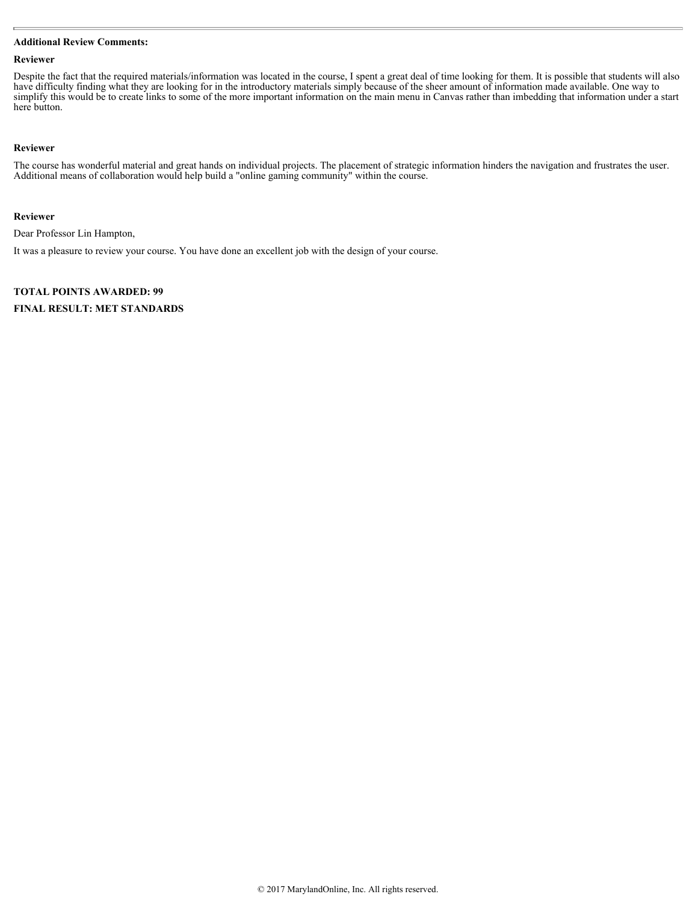**Additional Review Comments:**

**Reviewer**

Despite the fact that the required materials/information was located in the course, I spent a great deal of time looking for them. It is possible that students will also have difficulty finding what they are looking for in the introductory materials simply because of the sheer amount of information made available. One way to simplify this would be to create links to some of the more important information on the main menu in Canvas rather than imbedding that information under a start here button.

**Reviewer**

The course has wonderful material and great hands on individual projects. The placement of strategic information hinders the navigation and frustrates the user. Additional means of collaboration would help build a "online gaming community" within the course.

**Reviewer**

Dear Professor Lin Hampton,

It was a pleasure to review your course. You have done an excellent job with the design of your course.

**TOTAL POINTS AWARDED: 99**

**FINAL RESULT: MET STANDARDS**

© 2017 MarylandOnline, Inc. All rights reserved.